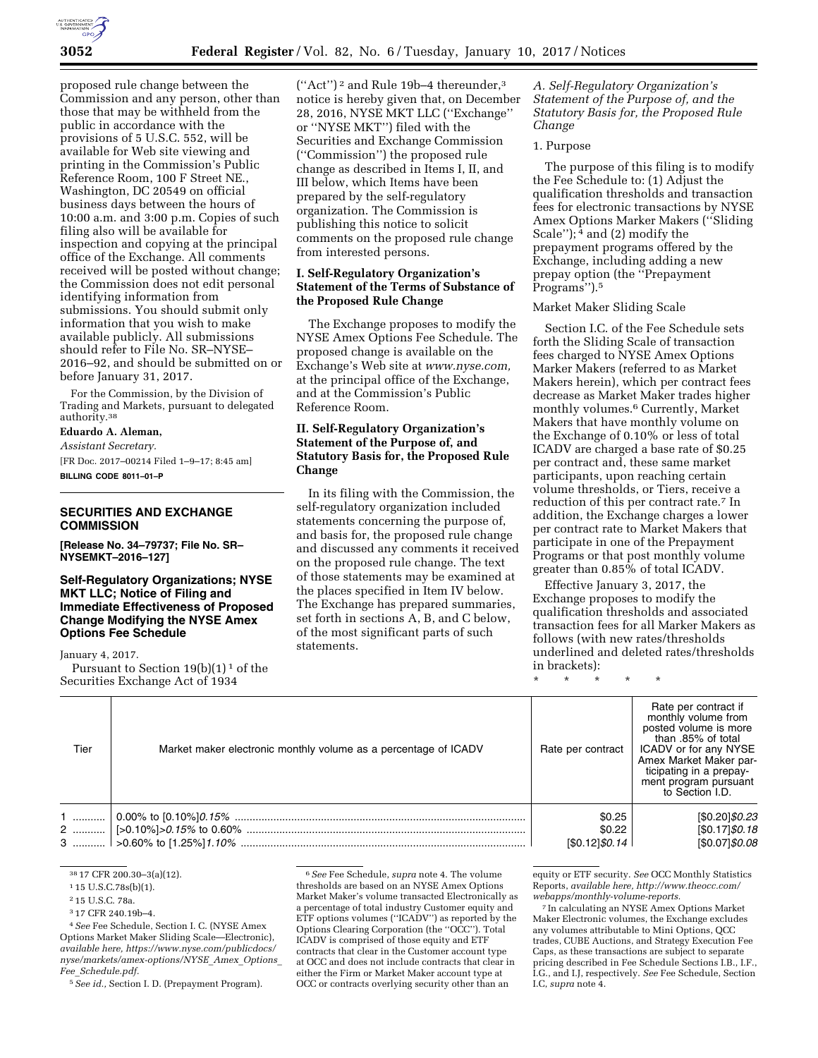proposed rule change between the Commission and any person, other than those that may be withheld from the public in accordance with the provisions of 5 U.S.C. 552, will be available for Web site viewing and printing in the Commission's Public Reference Room, 100 F Street NE., Washington, DC 20549 on official business days between the hours of 10:00 a.m. and 3:00 p.m. Copies of such filing also will be available for inspection and copying at the principal office of the Exchange. All comments received will be posted without change; the Commission does not edit personal identifying information from submissions. You should submit only information that you wish to make available publicly. All submissions should refer to File No. SR–NYSE–2016–92, and should be submitted on or before January 31, 2017.

For the Commission, by the Division of Trading and Markets, pursuant to delegated authority.[38]

**Eduardo A. Aleman,**

*Assistant Secretary.*

[FR Doc. 2017–00214 Filed 1–9–17; 8:45 am]

**BILLING CODE 8011–01–P**

## SECURITIES AND EXCHANGE COMMISSION

**[Release No. 34–79737; File No. SR–NYSEMKT–2016–127]**

## Self-Regulatory Organizations; NYSE MKT LLC; Notice of Filing and Immediate Effectiveness of Proposed Change Modifying the NYSE Amex Options Fee Schedule

January 4, 2017.

Pursuant to Section 19(b)(1)[1] of the Securities Exchange Act of 1934 (''Act'')[2] and Rule 19b–4 thereunder,[3] notice is hereby given that, on December 28, 2016, NYSE MKT LLC (''Exchange'' or ''NYSE MKT'') filed with the Securities and Exchange Commission (''Commission'') the proposed rule change as described in Items I, II, and III below, which Items have been prepared by the self-regulatory organization. The Commission is publishing this notice to solicit comments on the proposed rule change from interested persons.

### I. Self-Regulatory Organization's Statement of the Terms of Substance of the Proposed Rule Change

The Exchange proposes to modify the NYSE Amex Options Fee Schedule. The proposed change is available on the Exchange's Web site at *www.nyse.com,* at the principal office of the Exchange, and at the Commission's Public Reference Room.

### II. Self-Regulatory Organization's Statement of the Purpose of, and Statutory Basis for, the Proposed Rule Change

In its filing with the Commission, the self-regulatory organization included statements concerning the purpose of, and basis for, the proposed rule change and discussed any comments it received on the proposed rule change. The text of those statements may be examined at the places specified in Item IV below. The Exchange has prepared summaries, set forth in sections A, B, and C below, of the most significant parts of such statements.

*A. Self-Regulatory Organization's Statement of the Purpose of, and the Statutory Basis for, the Proposed Rule Change*

1. Purpose

The purpose of this filing is to modify the Fee Schedule to: (1) Adjust the qualification thresholds and transaction fees for electronic transactions by NYSE Amex Options Marker Makers (''Sliding Scale'');[4] and (2) modify the prepayment programs offered by the Exchange, including adding a new prepay option (the ''Prepayment Programs'').[5]

Market Maker Sliding Scale

Section I.C. of the Fee Schedule sets forth the Sliding Scale of transaction fees charged to NYSE Amex Options Marker Makers (referred to as Market Makers herein), which per contract fees decrease as Market Maker trades higher monthly volumes.[6] Currently, Market Makers that have monthly volume on the Exchange of 0.10% or less of total ICADV are charged a base rate of $0.25 per contract and, these same market participants, upon reaching certain volume thresholds, or Tiers, receive a reduction of this per contract rate.[7] In addition, the Exchange charges a lower per contract rate to Market Makers that participate in one of the Prepayment Programs or that post monthly volume greater than 0.85% of total ICADV.

Effective January 3, 2017, the Exchange proposes to modify the qualification thresholds and associated transaction fees for all Marker Makers as follows (with new rates/thresholds underlined and deleted rates/thresholds in brackets):

\* \* \* \* \*

| Tier | Market maker electronic monthly volume as a percentage of ICADV | Rate per contract | Rate per contract if monthly volume from posted volume is more than .85% of total ICADV or for any NYSE Amex Market Maker participating in a prepayment program pursuant to Section I.D. |
|---|---|---|---|
| 1 | 0.00% to [0.10%]*0.15%* | $0.25 | [$0.20]*$0.23* |
| 2 | [>0.10%]*>0.15%* to 0.60% | $0.22 | [$0.17]*$0.18* |
| 3 | >0.60% to [1.25%]*1.10%* | [$0.12]*$0.14* | [$0.07]*$0.08* |

[38] 17 CFR 200.30–3(a)(12).

[1] 15 U.S.C.78s(b)(1).

[2] 15 U.S.C. 78a.

[3] 17 CFR 240.19b–4.

[4] *See* Fee Schedule, Section I. C. (NYSE Amex Options Market Maker Sliding Scale—Electronic), *available here, https://www.nyse.com/publicdocs/nyse/markets/amex-options/NYSE_Amex_Options_Fee_Schedule.pdf.*

[5] *See id.,* Section I. D. (Prepayment Program).

[6] *See* Fee Schedule, *supra* note 4. The volume thresholds are based on an NYSE Amex Options Market Maker's volume transacted Electronically as a percentage of total industry Customer equity and ETF options volumes (''ICADV'') as reported by the Options Clearing Corporation (the ''OCC''). Total ICADV is comprised of those equity and ETF contracts that clear in the Customer account type at OCC and does not include contracts that clear in either the Firm or Market Maker account type at OCC or contracts overlying security other than an equity or ETF security. *See* OCC Monthly Statistics Reports, *available here, http://www.theocc.com/webapps/monthly-volume-reports.*

[7] In calculating an NYSE Amex Options Market Maker Electronic volumes, the Exchange excludes any volumes attributable to Mini Options, QCC trades, CUBE Auctions, and Strategy Execution Fee Caps, as these transactions are subject to separate pricing described in Fee Schedule Sections I.B., I.F., I.G., and I.J, respectively. *See* Fee Schedule, Section I.C, *supra* note 4.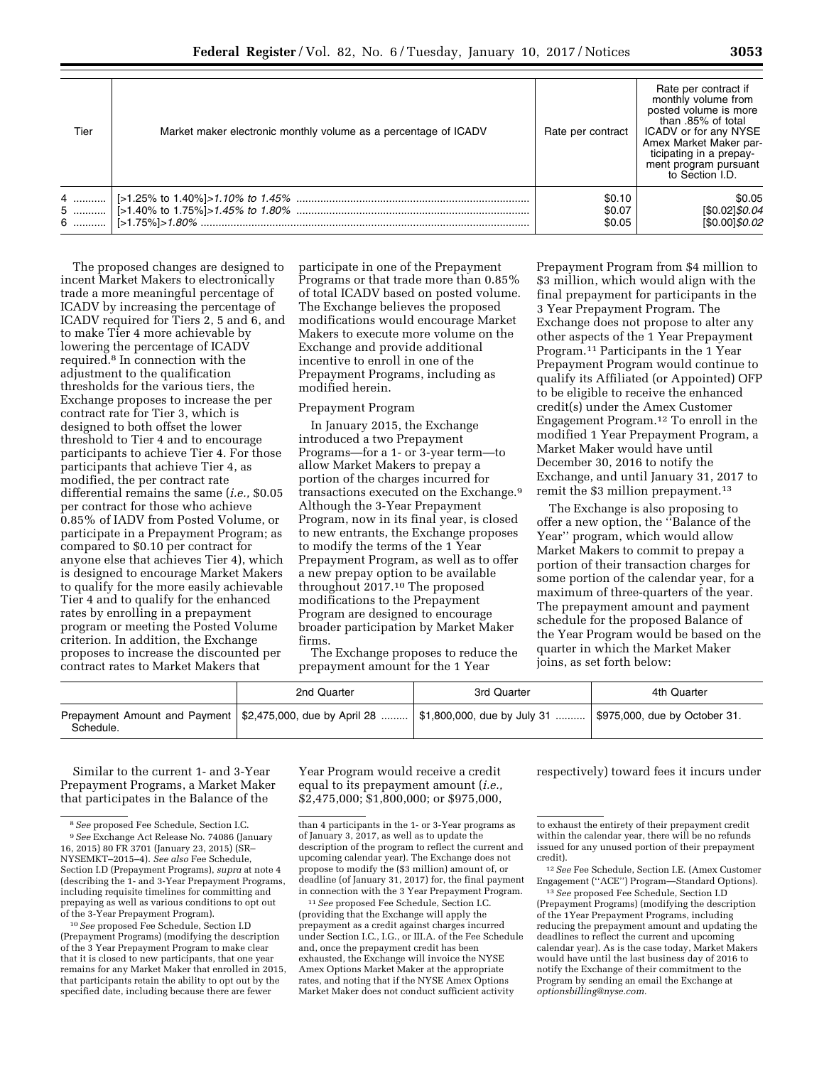| Tier | Market maker electronic monthly volume as a percentage of ICADV | Rate per contract | Rate per contract if monthly volume from posted volume is more than .85% of total ICADV or for any NYSE Amex Market Maker participating in a prepayment program pursuant to Section I.D. |
|---|---|---|---|
| 4 | [>1.25% to 1.40%]>*1.10% to 1.45%* | $0.10 | $0.05 |
| 5 | [>1.40% to 1.75%]>*1.45% to 1.80%* | $0.07 | [$0.02]*$0.04* |
| 6 | [>1.75%]>*1.80%* | $0.05 | [$0.00]*$0.02* |

The proposed changes are designed to incent Market Makers to electronically trade a more meaningful percentage of ICADV by increasing the percentage of ICADV required for Tiers 2, 5 and 6, and to make Tier 4 more achievable by lowering the percentage of ICADV required.[8] In connection with the adjustment to the qualification thresholds for the various tiers, the Exchange proposes to increase the per contract rate for Tier 3, which is designed to both offset the lower threshold to Tier 4 and to encourage participants to achieve Tier 4. For those participants that achieve Tier 4, as modified, the per contract rate differential remains the same (*i.e.,* $0.05 per contract for those who achieve 0.85% of IADV from Posted Volume, or participate in a Prepayment Program; as compared to $0.10 per contract for anyone else that achieves Tier 4), which is designed to encourage Market Makers to qualify for the more easily achievable Tier 4 and to qualify for the enhanced rates by enrolling in a prepayment program or meeting the Posted Volume criterion. In addition, the Exchange proposes to increase the discounted per contract rates to Market Makers that participate in one of the Prepayment Programs or that trade more than 0.85% of total ICADV based on posted volume. The Exchange believes the proposed modifications would encourage Market Makers to execute more volume on the Exchange and provide additional incentive to enroll in one of the Prepayment Programs, including as modified herein.

Prepayment Program

In January 2015, the Exchange introduced a two Prepayment Programs—for a 1- or 3-year term—to allow Market Makers to prepay a portion of the charges incurred for transactions executed on the Exchange.[9] Although the 3-Year Prepayment Program, now in its final year, is closed to new entrants, the Exchange proposes to modify the terms of the 1 Year Prepayment Program, as well as to offer a new prepay option to be available throughout 2017.[10] The proposed modifications to the Prepayment Program are designed to encourage broader participation by Market Maker firms.

The Exchange proposes to reduce the prepayment amount for the 1 Year Prepayment Program from $4 million to $3 million, which would align with the final prepayment for participants in the 3 Year Prepayment Program. The Exchange does not propose to alter any other aspects of the 1 Year Prepayment Program.[11] Participants in the 1 Year Prepayment Program would continue to qualify its Affiliated (or Appointed) OFP to be eligible to receive the enhanced credit(s) under the Amex Customer Engagement Program.[12] To enroll in the modified 1 Year Prepayment Program, a Market Maker would have until December 30, 2016 to notify the Exchange, and until January 31, 2017 to remit the $3 million prepayment.[13]

The Exchange is also proposing to offer a new option, the "Balance of the Year" program, which would allow Market Makers to commit to prepay a portion of their transaction charges for some portion of the calendar year, for a maximum of three-quarters of the year. The prepayment amount and payment schedule for the proposed Balance of the Year Program would be based on the quarter in which the Market Maker joins, as set forth below:

| | 2nd Quarter | 3rd Quarter | 4th Quarter |
|---|---|---|---|
| Prepayment Amount and Payment Schedule. | $2,475,000, due by April 28 | $1,800,000, due by July 31 | $975,000, due by October 31. |

Similar to the current 1- and 3-Year Prepayment Programs, a Market Maker that participates in the Balance of the Year Program would receive a credit equal to its prepayment amount (*i.e.,* $2,475,000; $1,800,000; or $975,000, respectively) toward fees it incurs under

---

[8] *See* proposed Fee Schedule, Section I.C.

[9] *See* Exchange Act Release No. 74086 (January 16, 2015) 80 FR 3701 (January 23, 2015) (SR–NYSEMKT–2015–4). *See also* Fee Schedule, Section I.D (Prepayment Programs), *supra* at note 4 (describing the 1- and 3-Year Prepayment Programs, including requisite timelines for committing and prepaying as well as various conditions to opt out of the 3-Year Prepayment Program).

[10] *See* proposed Fee Schedule, Section I.D (Prepayment Programs) (modifying the description of the 3 Year Prepayment Program to make clear that it is closed to new participants, that one year remains for any Market Maker that enrolled in 2015, that participants retain the ability to opt out by the specified date, including because there are fewer than 4 participants in the 1- or 3-Year programs as of January 3, 2017, as well as to update the description of the program to reflect the current and upcoming calendar year). The Exchange does not propose to modify the ($3 million) amount of, or deadline (of January 31, 2017) for, the final payment in connection with the 3 Year Prepayment Program.

[11] *See* proposed Fee Schedule, Section I.C. (providing that the Exchange will apply the prepayment as a credit against charges incurred under Section I.C., I.G., or III.A. of the Fee Schedule and, once the prepayment credit has been exhausted, the Exchange will invoice the NYSE Amex Options Market Maker at the appropriate rates, and noting that if the NYSE Amex Options Market Maker does not conduct sufficient activity to exhaust the entirety of their prepayment credit within the calendar year, there will be no refunds issued for any unused portion of their prepayment credit).

[12] *See* Fee Schedule, Section I.E. (Amex Customer Engagement ("ACE") Program—Standard Options).

[13] *See* proposed Fee Schedule, Section I.D (Prepayment Programs) (modifying the description of the 1Year Prepayment Programs, including reducing the prepayment amount and updating the deadlines to reflect the current and upcoming calendar year). As is the case today, Market Makers would have until the last business day of 2016 to notify the Exchange of their commitment to the Program by sending an email the Exchange at *optionsbilling@nyse.com.*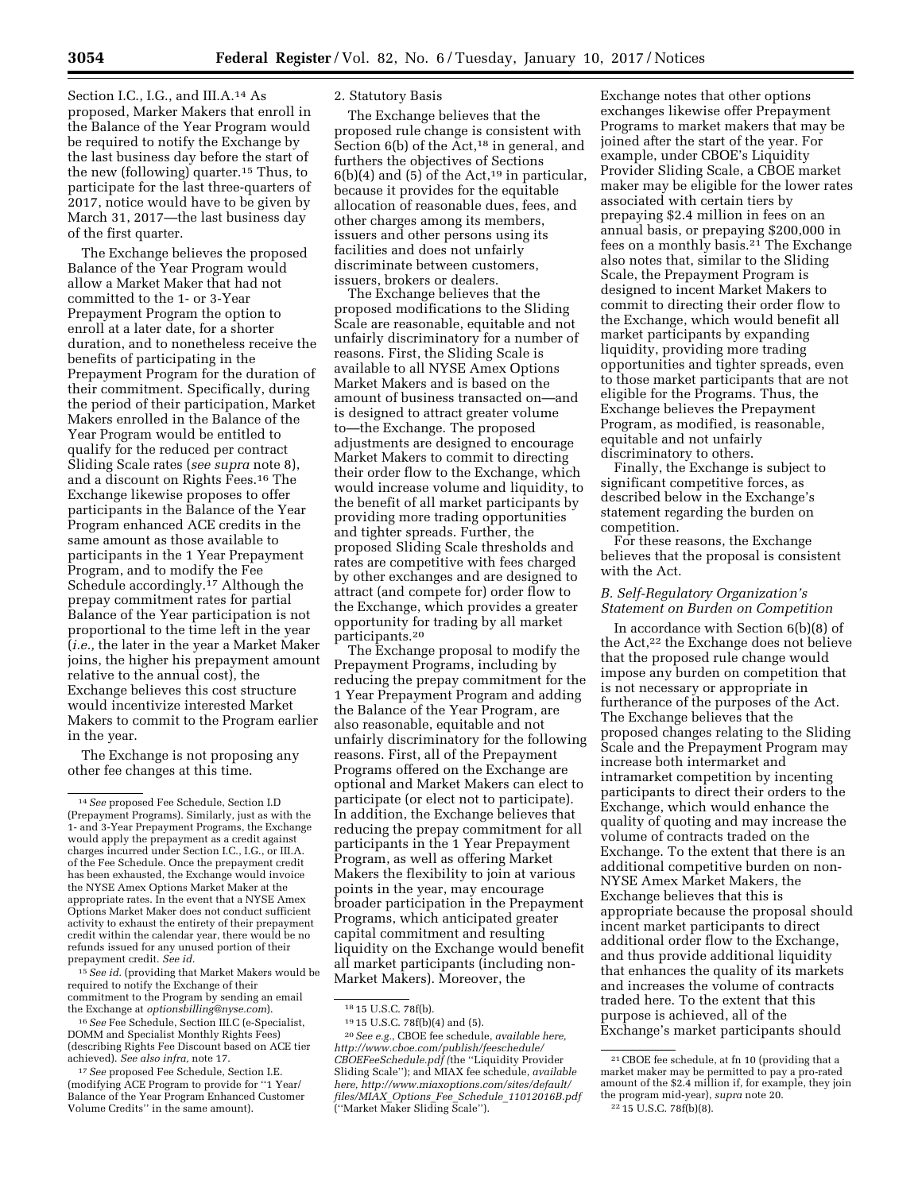Section I.C., I.G., and III.A.[14] As proposed, Market Makers that enroll in the Balance of the Year Program would be required to notify the Exchange by the start of the last business day before the start of the new (following) quarter.[15] Thus, to participate for the last three-quarters of 2017, notice would have to be given by March 31, 2017—the last business day of the first quarter.

The Exchange believes the proposed Balance of the Year Program would allow a Market Maker that had not committed to the 1- or 3-Year Prepayment Program the option to enroll at a later date, for a shorter duration, and to nonetheless receive the benefits of participating in the Prepayment Program for the duration of their commitment. Specifically, during the period of their participation, Market Makers enrolled in the Balance of the Year Program would be entitled to qualify for the reduced per contract Sliding Scale rates (*see supra* note 8), and a discount on Rights Fees.[16] The Exchange likewise proposes to offer participants in the Balance of the Year Program enhanced ACE credits in the same amount as those available to participants in the 1 Year Prepayment Program, and to modify the Fee Schedule accordingly.[17] Although the prepay commitment rates for partial Balance of the Year participation is not proportional to the time left in the year (*i.e.,* the later in the year a Market Maker joins, the higher his prepayment amount relative to the annual cost), the Exchange believes this cost structure would incentivize interested Market Makers to commit to the Program earlier in the year.

The Exchange is not proposing any other fee changes at this time.

2. Statutory Basis

The Exchange believes that the proposed rule change is consistent with Section 6(b) of the Act,[18] in general, and furthers the objectives of Sections 6(b)(4) and (5) of the Act,[19] in particular, because it provides for the equitable allocation of reasonable dues, fees, and other charges among its members, issuers and other persons using its facilities and does not unfairly discriminate between customers, issuers, brokers or dealers.

The Exchange believes that the proposed modifications to the Sliding Scale are reasonable, equitable and not unfairly discriminatory for a number of reasons. First, the Sliding Scale is available to all NYSE Amex Options Market Makers and is based on the amount of business transacted on—and is designed to attract greater volume to—the Exchange. The proposed adjustments are designed to encourage Market Makers to commit to directing their order flow to the Exchange, which would increase volume and liquidity, to the benefit of all market participants by providing more trading opportunities and tighter spreads. Further, the proposed Sliding Scale thresholds and rates are competitive with fees charged by other exchanges and are designed to attract (and compete for) order flow to the Exchange, which provides a greater opportunity for trading by all market participants.[20]

The Exchange proposal to modify the Prepayment Programs, including by reducing the prepay commitment for the 1 Year Prepayment Program and adding the Balance of the Year Program, are also reasonable, equitable and not unfairly discriminatory for the following reasons. First, all of the Prepayment Programs offered on the Exchange are optional and Market Makers can elect to participate (or elect not to participate). In addition, the Exchange believes that reducing the prepay commitment for all participants in the 1 Year Prepayment Program, as well as offering Market Makers the flexibility to join at various points in the year, may encourage broader participation in the Prepayment Programs, which anticipated greater capital commitment and resulting liquidity on the Exchange would benefit all market participants (including non-Market Makers). Moreover, the Exchange notes that other options exchanges likewise offer Prepayment Programs to market makers that may be joined after the start of the year. For example, under CBOE's Liquidity Provider Sliding Scale, a CBOE market maker may be eligible for the lower rates associated with certain tiers by prepaying $2.4 million in fees on an annual basis, or prepaying $200,000 in fees on a monthly basis.[21] The Exchange also notes that, similar to the Sliding Scale, the Prepayment Program is designed to incent Market Makers to commit to directing their order flow to the Exchange, which would benefit all market participants by expanding liquidity, providing more trading opportunities and tighter spreads, even to those market participants that are not eligible for the Programs. Thus, the Exchange believes the Prepayment Program, as modified, is reasonable, equitable and not unfairly discriminatory to others.

Finally, the Exchange is subject to significant competitive forces, as described below in the Exchange's statement regarding the burden on competition.

For these reasons, the Exchange believes that the proposal is consistent with the Act.

*B. Self-Regulatory Organization's Statement on Burden on Competition*

In accordance with Section 6(b)(8) of the Act,[22] the Exchange does not believe that the proposed rule change would impose any burden on competition that is not necessary or appropriate in furtherance of the purposes of the Act. The Exchange believes that the proposed changes relating to the Sliding Scale and the Prepayment Program may increase both intermarket and intramarket competition by incenting participants to direct their orders to the Exchange, which would enhance the quality of quoting and may increase the volume of contracts traded on the Exchange. To the extent that there is an additional competitive burden on non-NYSE Amex Market Makers, the Exchange believes that this is appropriate because the proposal should incent market participants to direct additional order flow to the Exchange, and thus provide additional liquidity that enhances the quality of its markets and increases the volume of contracts traded here. To the extent that this purpose is achieved, all of the Exchange's market participants should

---

[14] *See* proposed Fee Schedule, Section I.D (Prepayment Programs). Similarly, just as with the 1- and 3-Year Prepayment Programs, the Exchange would apply the prepayment as a credit against charges incurred under Section I.C., I.G., or III.A. of the Fee Schedule. Once the prepayment credit has been exhausted, the Exchange would invoice the NYSE Amex Options Market Maker at the appropriate rates. In the event that a NYSE Amex Options Market Maker does not conduct sufficient activity to exhaust the entirety of their prepayment credit within the calendar year, there would be no refunds issued for any unused portion of their prepayment credit. *See id.*

[15] *See id.* (providing that Market Makers would be required to notify the Exchange of their commitment to the Program by sending an email the Exchange at *optionsbilling@nyse.com*).

[16] *See* Fee Schedule, Section III.C (e-Specialist, DOMM and Specialist Monthly Rights Fees) (describing Rights Fee Discount based on ACE tier achieved). *See also infra,* note 17.

[17] *See* proposed Fee Schedule, Section I.E. (modifying ACE Program to provide for "1 Year/ Balance of the Year Program Enhanced Customer Volume Credits" in the same amount).

[18] 15 U.S.C. 78f(b).

[19] 15 U.S.C. 78f(b)(4) and (5).

[20] *See e.g.,* CBOE fee schedule, *available here, http://www.cboe.com/publish/feeschedule/CBOEFeeSchedule.pdf* (the "Liquidity Provider Sliding Scale"); and MIAX fee schedule, *available here, http://www.miaxoptions.com/sites/default/files/MIAX_Options_Fee_Schedule_11012016B.pdf* ("Market Maker Sliding Scale").

[21] CBOE fee schedule, at fn 10 (providing that a market maker may be permitted to pay a pro-rated amount of the $2.4 million if, for example, they join the program mid-year), *supra* note 20.

[22] 15 U.S.C. 78f(b)(8).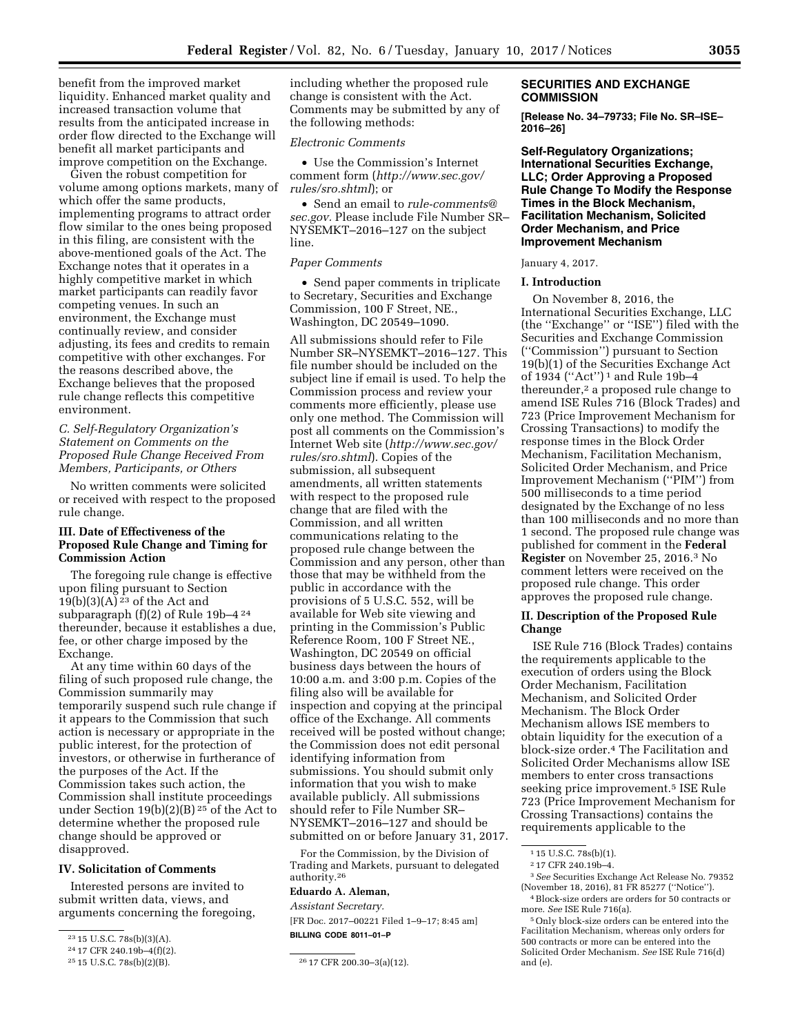benefit from the improved market liquidity. Enhanced market quality and increased transaction volume that results from the anticipated increase in order flow directed to the Exchange will benefit all market participants and improve competition on the Exchange.

Given the robust competition for volume among options markets, many of which offer the same products, implementing programs to attract order flow similar to the ones being proposed in this filing, are consistent with the above-mentioned goals of the Act. The Exchange notes that it operates in a highly competitive market in which market participants can readily favor competing venues. In such an environment, the Exchange must continually review, and consider adjusting, its fees and credits to remain competitive with other exchanges. For the reasons described above, the Exchange believes that the proposed rule change reflects this competitive environment.

*C. Self-Regulatory Organization's Statement on Comments on the Proposed Rule Change Received From Members, Participants, or Others*

No written comments were solicited or received with respect to the proposed rule change.

## III. Date of Effectiveness of the Proposed Rule Change and Timing for Commission Action

The foregoing rule change is effective upon filing pursuant to Section 19(b)(3)(A)[23] of the Act and subparagraph (f)(2) of Rule 19b–4[24] thereunder, because it establishes a due, fee, or other charge imposed by the Exchange.

At any time within 60 days of the filing of such proposed rule change, the Commission summarily may temporarily suspend such rule change if it appears to the Commission that such action is necessary or appropriate in the public interest, for the protection of investors, or otherwise in furtherance of the purposes of the Act. If the Commission takes such action, the Commission shall institute proceedings under Section 19(b)(2)(B)[25] of the Act to determine whether the proposed rule change should be approved or disapproved.

## IV. Solicitation of Comments

Interested persons are invited to submit written data, views, and arguments concerning the foregoing, including whether the proposed rule change is consistent with the Act. Comments may be submitted by any of the following methods:

*Electronic Comments*

- Use the Commission's Internet comment form (*http://www.sec.gov/rules/sro.shtml*); or
- Send an email to *rule-comments@sec.gov.* Please include File Number SR–NYSEMKT–2016–127 on the subject line.

*Paper Comments*

- Send paper comments in triplicate to Secretary, Securities and Exchange Commission, 100 F Street, NE., Washington, DC 20549–1090.

All submissions should refer to File Number SR–NYSEMKT–2016–127. This file number should be included on the subject line if email is used. To help the Commission process and review your comments more efficiently, please use only one method. The Commission will post all comments on the Commission's Internet Web site (*http://www.sec.gov/rules/sro.shtml*). Copies of the submission, all subsequent amendments, all written statements with respect to the proposed rule change that are filed with the Commission, and all written communications relating to the proposed rule change between the Commission and any person, other than those that may be withheld from the public in accordance with the provisions of 5 U.S.C. 552, will be available for Web site viewing and printing in the Commission's Public Reference Room, 100 F Street NE., Washington, DC 20549 on official business days between the hours of 10:00 a.m. and 3:00 p.m. Copies of the filing also will be available for inspection and copying at the principal office of the Exchange. All comments received will be posted without change; the Commission does not edit personal identifying information from submissions. You should submit only information that you wish to make available publicly. All submissions should refer to File Number SR–NYSEMKT–2016–127 and should be submitted on or before January 31, 2017.

For the Commission, by the Division of Trading and Markets, pursuant to delegated authority.[26]

**Eduardo A. Aleman,**

*Assistant Secretary.*

[FR Doc. 2017–00221 Filed 1–9–17; 8:45 am]

**BILLING CODE 8011–01–P**

[23] 15 U.S.C. 78s(b)(3)(A).

[24] 17 CFR 240.19b–4(f)(2).

[25] 15 U.S.C. 78s(b)(2)(B).

[26] 17 CFR 200.30–3(a)(12).

---

## SECURITIES AND EXCHANGE COMMISSION

**[Release No. 34–79733; File No. SR–ISE–2016–26]**

## Self-Regulatory Organizations; International Securities Exchange, LLC; Order Approving a Proposed Rule Change To Modify the Response Times in the Block Mechanism, Facilitation Mechanism, Solicited Order Mechanism, and Price Improvement Mechanism

January 4, 2017.

## I. Introduction

On November 8, 2016, the International Securities Exchange, LLC (the "Exchange" or "ISE") filed with the Securities and Exchange Commission ("Commission") pursuant to Section 19(b)(1) of the Securities Exchange Act of 1934 ("Act")[1] and Rule 19b–4 thereunder,[2] a proposed rule change to amend ISE Rules 716 (Block Trades) and 723 (Price Improvement Mechanism for Crossing Transactions) to modify the response times in the Block Order Mechanism, Facilitation Mechanism, Solicited Order Mechanism, and Price Improvement Mechanism ("PIM") from 500 milliseconds to a time period designated by the Exchange of no less than 100 milliseconds and no more than 1 second. The proposed rule change was published for comment in the **Federal Register** on November 25, 2016.[3] No comment letters were received on the proposed rule change. This order approves the proposed rule change.

## II. Description of the Proposed Rule Change

ISE Rule 716 (Block Trades) contains the requirements applicable to the execution of orders using the Block Order Mechanism, Facilitation Mechanism, and Solicited Order Mechanism. The Block Order Mechanism allows ISE members to obtain liquidity for the execution of a block-size order.[4] The Facilitation and Solicited Order Mechanisms allow ISE members to enter cross transactions seeking price improvement.[5] ISE Rule 723 (Price Improvement Mechanism for Crossing Transactions) contains the requirements applicable to the

[1] 15 U.S.C. 78s(b)(1).

[2] 17 CFR 240.19b–4.

[3] *See* Securities Exchange Act Release No. 79352 (November 18, 2016), 81 FR 85277 ("Notice").

[4] Block-size orders are orders for 50 contracts or more. *See* ISE Rule 716(a).

[5] Only block-size orders can be entered into the Facilitation Mechanism, whereas only orders for 500 contracts or more can be entered into the Solicited Order Mechanism. *See* ISE Rule 716(d) and (e).